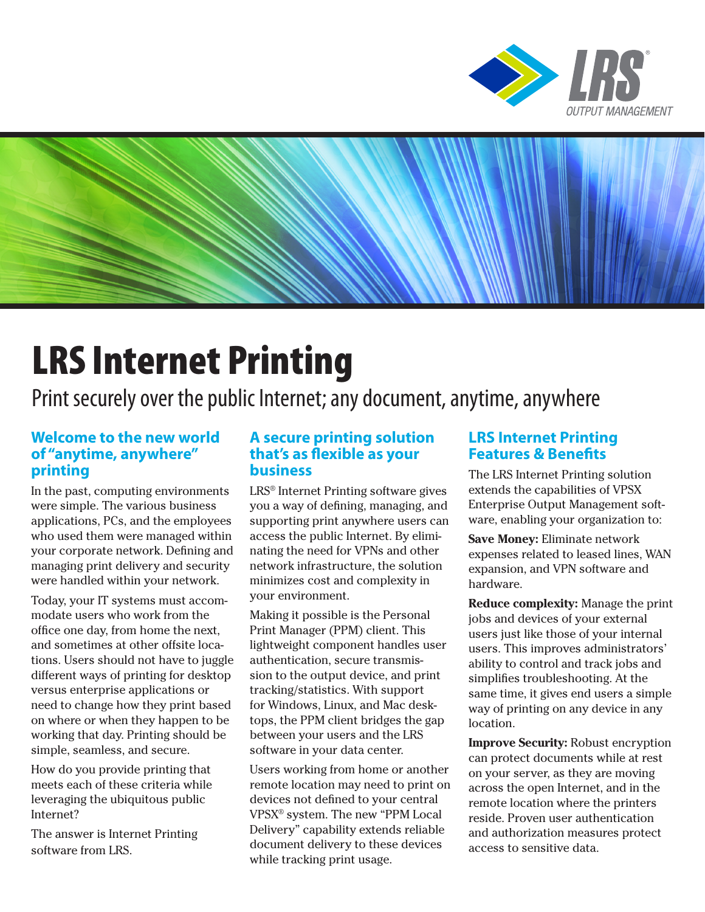# LRS Internet Printing

Print securely over the public Internet; any document, anytime, anywhere

## Welcome to the new world of "anytime, anywhere" printing

In the past, computing environments were simple. The various business applications, PCs, and the employees who used them were managed within your corporate network. Defining and managing print delivery and security were handled within your network.

Today, your IT systems must accommodate users who work from the office one day, from home the next, and sometimes at other offsite locations. Users should not have to juggle different ways of printing for desktop versus enterprise applications or need to change how they print based on where or when they happen to be working that day. Printing should be simple, seamless, and secure.

How do you provide printing that meets each of these criteria while leveraging the ubiquitous public Internet?

The answer is Internet Printing software from LRS.

## A secure printing solution that's as flexible as your business

LRS® Internet Printing software gives you a way of defining, managing, and supporting print anywhere users can access the public Internet. By eliminating the need for VPNs and other network infrastructure, the solution minimizes cost and complexity in your environment.

Making it possible is the Personal Print Manager (PPM) client. This lightweight component handles user authentication, secure transmission to the output device, and print tracking/statistics. With support for Windows, Linux, and Mac desktops, the PPM client bridges the gap between your users and the LRS software in your data center.

Users working from home or another remote location may need to print on devices not defined to your central VPSX® system. The new "PPM Local Delivery" capability extends reliable document delivery to these devices while tracking print usage.

## LRS Internet Printing Features & Benefits

The LRS Internet Printing solution extends the capabilities of VPSX Enterprise Output Management software, enabling your organization to:

**Save Money:** Eliminate network expenses related to leased lines, WAN expansion, and VPN software and hardware.

**Reduce complexity:** Manage the print jobs and devices of your external users just like those of your internal users. This improves administrators' ability to control and track jobs and simplifies troubleshooting. At the same time, it gives end users a simple way of printing on any device in any location.

**Improve Security:** Robust encryption can protect documents while at rest on your server, as they are moving across the open Internet, and in the remote location where the printers reside. Proven user authentication and authorization measures protect access to sensitive data.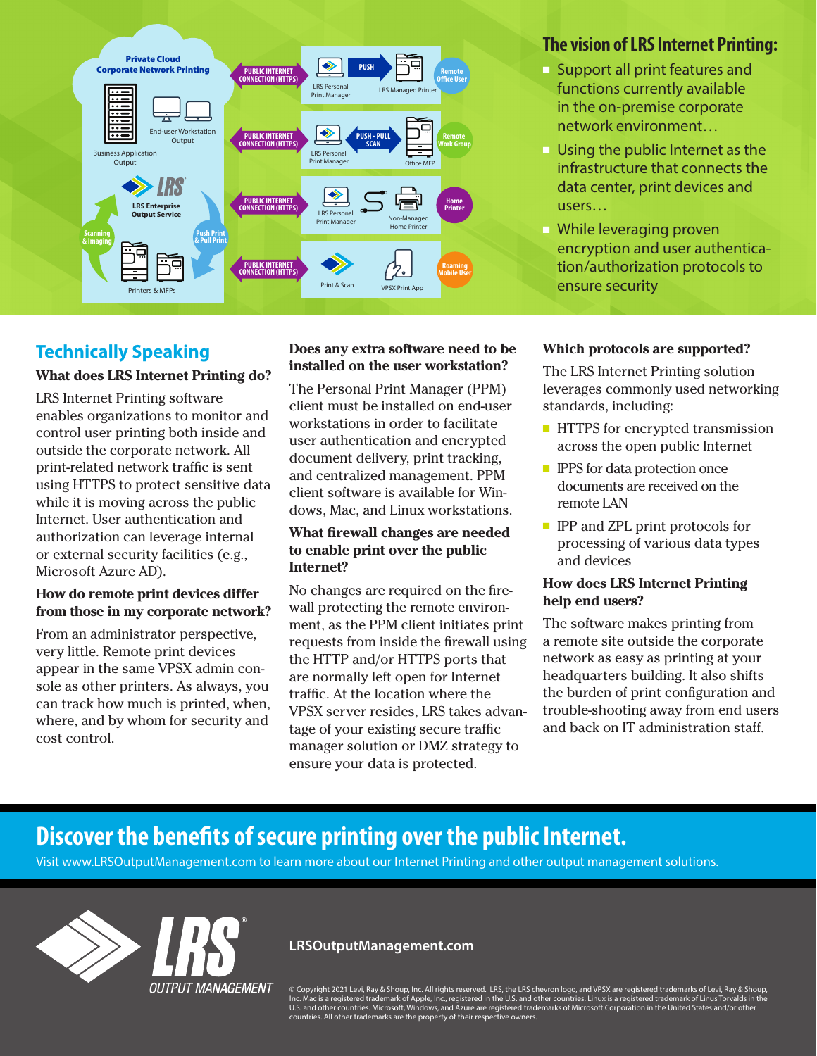Private Cloud
Corporate Network Printing

Business Application Output

End-user Workstation Output

LRS Enterprise Output Service

Scanning & Imaging

Push Print & Pull Print

Printers & MFPs

PUBLIC INTERNET CONNECTION (HTTPS)

LRS Personal Print Manager

PUSH

LRS Managed Printer

Remote Office User

PUBLIC INTERNET CONNECTION (HTTPS)

LRS Personal Print Manager

PUSH • PULL SCAN

Office MFP

Remote Work Group

PUBLIC INTERNET CONNECTION (HTTPS)

LRS Personal Print Manager

Non-Managed Home Printer

Home Printer

PUBLIC INTERNET CONNECTION (HTTPS)

Print & Scan

VPSX Print App

Roaming Mobile User

## The vision of LRS Internet Printing:

- Support all print features and functions currently available in the on-premise corporate network environment…
- Using the public Internet as the infrastructure that connects the data center, print devices and users…
- While leveraging proven encryption and user authentication/authorization protocols to ensure security

## Technically Speaking

### What does LRS Internet Printing do?

LRS Internet Printing software enables organizations to monitor and control user printing both inside and outside the corporate network. All print-related network traffic is sent using HTTPS to protect sensitive data while it is moving across the public Internet. User authentication and authorization can leverage internal or external security facilities (e.g., Microsoft Azure AD).

### How do remote print devices differ from those in my corporate network?

From an administrator perspective, very little. Remote print devices appear in the same VPSX admin console as other printers. As always, you can track how much is printed, when, where, and by whom for security and cost control.

### Does any extra software need to be installed on the user workstation?

The Personal Print Manager (PPM) client must be installed on end-user workstations in order to facilitate user authentication and encrypted document delivery, print tracking, and centralized management. PPM client software is available for Windows, Mac, and Linux workstations.

### What firewall changes are needed to enable print over the public Internet?

No changes are required on the firewall protecting the remote environment, as the PPM client initiates print requests from inside the firewall using the HTTP and/or HTTPS ports that are normally left open for Internet traffic. At the location where the VPSX server resides, LRS takes advantage of your existing secure traffic manager solution or DMZ strategy to ensure your data is protected.

### Which protocols are supported?

The LRS Internet Printing solution leverages commonly used networking standards, including:

- HTTPS for encrypted transmission across the open public Internet
- IPPS for data protection once documents are received on the remote LAN
- IPP and ZPL print protocols for processing of various data types and devices

### How does LRS Internet Printing help end users?

The software makes printing from a remote site outside the corporate network as easy as printing at your headquarters building. It also shifts the burden of print configuration and trouble-shooting away from end users and back on IT administration staff.

## Discover the benefits of secure printing over the public Internet.

Visit www.LRSOutputManagement.com to learn more about our Internet Printing and other output management solutions.

LRS® OUTPUT MANAGEMENT

**LRSOutputManagement.com**

© Copyright 2021 Levi, Ray & Shoup, Inc. All rights reserved. LRS, the LRS chevron logo, and VPSX are registered trademarks of Levi, Ray & Shoup, Inc. Mac is a registered trademark of Apple, Inc., registered in the U.S. and other countries. Linux is a registered trademark of Linus Torvalds in the U.S. and other countries. Microsoft, Windows, and Azure are registered trademarks of Microsoft Corporation in the United States and/or other countries. All other trademarks are the property of their respective owners.